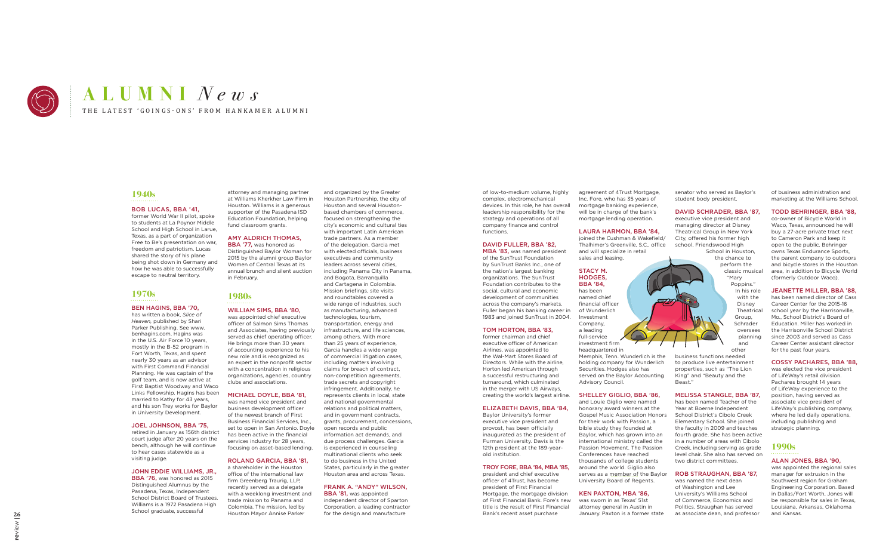# ALUMNI *News*

THE LATEST 'GOINGS-ONS' FROM HANKAMER ALUMNI

## 1940s

**BOB LUCAS, BBA '41,**
former World War II pilot, spoke to students at La Poynor Middle School and High School in Larue, Texas, as a part of organization Free to Be's presentation on war, freedom and patriotism. Lucas shared the story of his plane being shot down in Germany and how he was able to successfully escape to neutral territory.

## 1970s

**BEN HAGINS, BBA '70,**
has written a book, *Slice of Heaven,* published by Shari Parker Publishing. See www. benhagins.com. Hagins was in the U.S. Air Force 10 years, mostly in the B-52 program in Fort Worth, Texas, and spent nearly 30 years as an advisor with First Command Financial Planning. He was captain of the golf team, and is now active at First Baptist Woodway and Waco Links Fellowship. Hagins has been married to Kathy for 43 years, and his son Trey works for Baylor in University Development.

**JOEL JOHNSON, BBA '75,**
retired in January as 156th district court judge after 20 years on the bench, although he will continue to hear cases statewide as a visiting judge.

**JOHN EDDIE WILLIAMS, JR., BBA '76,** was honored as 2015 Distinguished Alumnus by the Pasadena, Texas, Independent School District Board of Trustees. Williams is a 1972 Pasadena High School graduate, successful attorney and managing partner at Williams Kherkher Law Firm in Houston. Williams is a generous supporter of the Pasadena ISD Education Foundation, helping fund classroom grants.

**AMY ALDRICH THOMAS, BBA '77,** was honored as Distinguished Baylor Woman for 2015 by the alumni group Baylor Women of Central Texas at its annual brunch and silent auction in February.

## 1980s

**WILLIAM SIMS, BBA '80,**
was appointed chief executive officer of Salmon Sims Thomas and Associates, having previously served as chief operating officer. He brings more than 30 years of accounting experience to his new role and is recognized as an expert in the nonprofit sector with a concentration in religious organizations, agencies, country clubs and associations.

**MICHAEL DOYLE, BBA '81,**
was named vice president and business development officer of the newest branch of First Business Financial Services, Inc., set to open in San Antonio. Doyle has been active in the financial services industry for 28 years, focusing on asset-based lending.

**ROLAND GARCIA, BBA '81,**
a shareholder in the Houston office of the international law firm Greenberg Traurig, LLP, recently served as a delegate with a weeklong investment and trade mission to Panama and Colombia. The mission, led by Houston Mayor Annise Parker and organized by the Greater Houston Partnership, the city of Houston and several Houston-based chambers of commerce, focused on strengthening the city's economic and cultural ties with important Latin American trade partners. As a member of the delegation, Garcia met with elected officials, business executives and community leaders across several cities, including Panama City in Panama, and Bogota, Barranquilla and Cartagena in Colombia. Mission briefings, site visits and roundtables covered a wide range of industries, such as manufacturing, advanced technologies, tourism, transportation, energy and infrastructure, and life sciences, among others. With more than 25 years of experience, Garcia handles a wide range of commercial litigation cases, including matters involving claims for breach of contract, non-competition agreements, trade secrets and copyright infringement. Additionally, he represents clients in local, state and national governmental relations and political matters, and in government contracts, grants, procurement, concessions, open records and public information act demands, and due process challenges. Garcia is experienced in counseling multinational clients who seek to do business in the United States, particularly in the greater Houston area and across Texas.

**FRANK A. "ANDY" WILSON, BBA '81,** was appointed independent director of Sparton Corporation, a leading contractor for the design and manufacture of low-to-medium volume, highly complex, electromechanical devices. In this role, he has overall leadership responsibility for the strategy and operations of all company finance and control functions.

**DAVID FULLER, BBA '82, MBA '83,** was named president of the SunTrust Foundation by SunTrust Banks Inc., one of the nation's largest banking organizations. The SunTrust Foundation contributes to the social, cultural and economic development of communities across the company's markets. Fuller began his banking career in 1983 and joined SunTrust in 2004.

**TOM HORTON, BBA '83,**
former chairman and chief executive officer of American Airlines, was appointed to the Wal-Mart Stores Board of Directors. While with the airline, Horton led American through a successful restructuring and turnaround, which culminated in the merger with US Airways, creating the world's largest airline.

**ELIZABETH DAVIS, BBA '84,**
Baylor University's former executive vice president and provost, has been officially inaugurated as the president of Furman University. Davis is the 12th president at the 189-year-old institution.

**TROY FORE, BBA '84, MBA '85,**
president and chief executive officer of 4Trust, has become president of First Financial Mortgage, the mortgage division of First Financial Bank. Fore's new title is the result of First Financial Bank's recent asset purchase agreement of 4Trust Mortgage, Inc. Fore, who has 35 years of mortgage banking experience, will be in charge of the bank's mortgage lending operation.

**LAURA HARMON, BBA '84,**
joined the Cushman & Wakefield/ Thalhimer's Greenville, S.C., office and will specialize in retail sales and leasing.

**STACY M. HODGES, BBA '84,**
has been named chief financial officer of Wunderlich Investment Company, a leading full-service investment firm headquartered in Memphis, Tenn. Wunderlich is the holding company for Wunderlich Securities. Hodges also has served on the Baylor Accounting Advisory Council.

**SHELLEY GIGLIO, BBA '86,**
and Louie Giglio were named honorary award winners at the Gospel Music Association Honors for their work with Passion, a bible study they founded at Baylor, which has grown into an international ministry called the Passion Movement. The Passion Conferences have reached thousands of college students around the world. Giglio also serves as a member of the Baylor University Board of Regents.

**KEN PAXTON, MBA '86,**
was sworn in as Texas' 51st attorney general in Austin in January. Paxton is a former state senator who served as Baylor's student body president.

**DAVID SCHRADER, BBA '87,**
executive vice president and managing director at Disney Theatrical Group in New York City, offered his former high school, Friendswood High School in Houston, the chance to perform the classic musical "Mary Poppins." In his role with the Disney Theatrical Group, Schrader oversees planning and other business functions needed to produce live entertainment properties, such as "The Lion King" and "Beauty and the Beast."

**MELISSA STANGLE, BBA '87,**
has been named Teacher of the Year at Boerne Independent School District's Cibolo Creek Elementary School. She joined the faculty in 2009 and teaches fourth grade. She has been active in a number of areas with Cibolo Creek, including serving as grade level chair. She also has served on two district committees.

**ROB STRAUGHAN, BBA '87,**
was named the next dean of Washington and Lee University's Williams School of Commerce, Economics and Politics. Straughan has served as associate dean, and professor of business administration and marketing at the Williams School.

**TODD BEHRINGER, BBA '88,**
co-owner of Bicycle World in Waco, Texas, announced he will buy a 27-acre private tract next to Cameron Park and keep it open to the public. Behringer owns Texas Endurance Sports, the parent company to outdoors and bicycle stores in the Houston area, in addition to Bicycle World (formerly Outdoor Waco).

**JEANETTE MILLER, BBA '88,**
has been named director of Cass Career Center for the 2015-16 school year by the Harrisonville, Mo., School District's Board of Education. Miller has worked in the Harrisonville School District since 2003 and served as Cass Career Center assistant director for the past four years.

**COSSY PACHARES, BBA '88,**
was elected the vice president of LifeWay's retail division. Pachares brought 14 years of LifeWay experience to the position, having served as associate vice president of LifeWay's publishing company, where he led daily operations, including publishing and strategic planning.

## 1990s

**ALAN JONES, BBA '90,**
was appointed the regional sales manager for extrusion in the Southwest region for Graham Engineering Corporation. Based in Dallas/Fort Worth, Jones will be responsible for sales in Texas, Louisiana, Arkansas, Oklahoma and Kansas.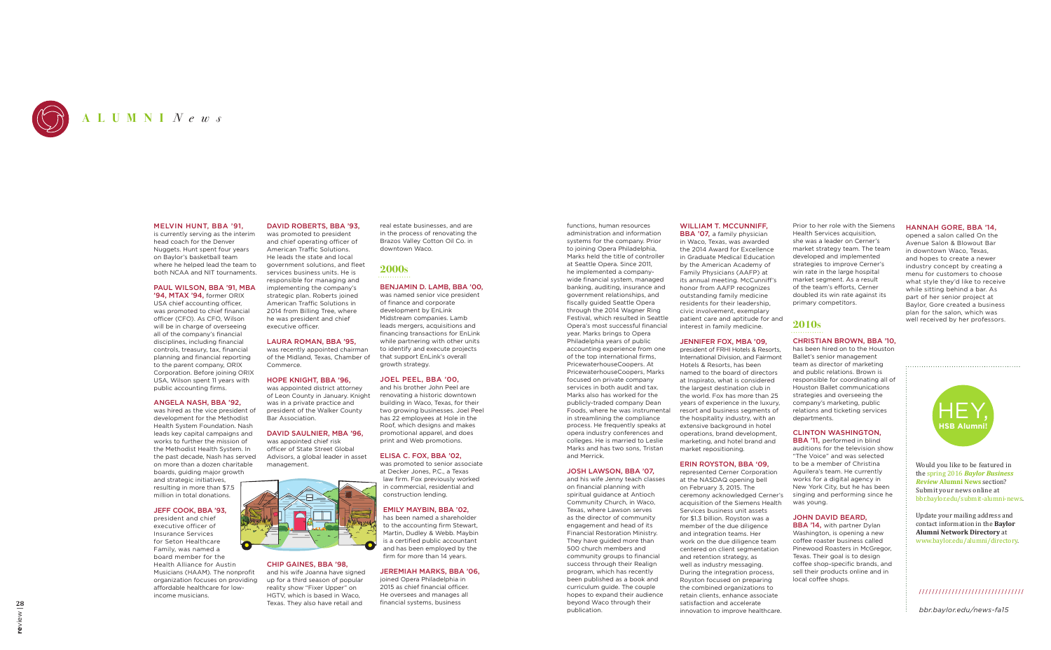# ALUMNI *News*

**MELVIN HUNT, BBA '91,** is currently serving as the interim head coach for the Denver Nuggets. Hunt spent four years on Baylor's basketball team where he helped lead the team to both NCAA and NIT tournaments.

**PAUL WILSON, BBA '91, MBA '94, MTAX '94,** former ORIX USA chief accounting officer, was promoted to chief financial officer (CFO). As CFO, Wilson will be in charge of overseeing all of the company's financial disciplines, including financial controls, treasury, tax, financial planning and financial reporting to the parent company, ORIX Corporation. Before joining ORIX USA, Wilson spent 11 years with public accounting firms.

**ANGELA NASH, BBA '92,** was hired as the vice president of development for the Methodist Health System Foundation. Nash leads key capital campaigns and works to further the mission of the Methodist Health System. In the past decade, Nash has served on more than a dozen charitable boards, guiding major growth and strategic initiatives, resulting in more than $7.5 million in total donations.

**JEFF COOK, BBA '93,** president and chief executive officer of Insurance Services for Seton Healthcare Family, was named a board member for the Health Alliance for Austin Musicians (HAAM). The nonprofit organization focuses on providing affordable healthcare for low-income musicians.

**DAVID ROBERTS, BBA '93,** was promoted to president and chief operating officer of American Traffic Solutions. He leads the state and local government solutions, and fleet services business units. He is responsible for managing and implementing the company's strategic plan. Roberts joined American Traffic Solutions in 2014 from Billing Tree, where he was president and chief executive officer.

**LAURA ROMAN, BBA '95,** was recently appointed chairman of the Midland, Texas, Chamber of Commerce.

**HOPE KNIGHT, BBA '96,** was appointed district attorney of Leon County in January. Knight was in a private practice and president of the Walker County Bar Association.

**DAVID SAULNIER, MBA '96,** was appointed chief risk officer of State Street Global Advisors, a global leader in asset management.

**CHIP GAINES, BBA '98,** and his wife Joanna have signed up for a third season of popular reality show "Fixer Upper" on HGTV, which is based in Waco, Texas. They also have retail and real estate businesses, and are in the process of renovating the Brazos Valley Cotton Oil Co. in downtown Waco.

## 2000s

**BENJAMIN D. LAMB, BBA '00,** was named senior vice president of finance and corporate development by EnLink Midstream companies. Lamb leads mergers, acquisitions and financing transactions for EnLink while partnering with other units to identify and execute projects that support EnLink's overall growth strategy.

**JOEL PEEL, BBA '00,** and his brother John Peel are renovating a historic downtown building in Waco, Texas, for their two growing businesses. Joel Peel has 22 employees at Hole in the Roof, which designs and makes promotional apparel, and does print and Web promotions.

**ELISA C. FOX, BBA '02,** was promoted to senior associate at Decker Jones, P.C., a Texas law firm. Fox previously worked in commercial, residential and construction lending.

**EMILY MAYBIN, BBA '02,** has been named a shareholder to the accounting firm Stewart, Martin, Dudley & Webb. Maybin is a certified public accountant and has been employed by the firm for more than 14 years.

**JEREMIAH MARKS, BBA '06,** joined Opera Philadelphia in 2015 as chief financial officer. He oversees and manages all financial systems, business functions, human resources administration and information systems for the company. Prior to joining Opera Philadelphia, Marks held the title of controller at Seattle Opera. Since 2011, he implemented a company-wide financial system, managed banking, auditing, insurance and government relationships, and fiscally guided Seattle Opera through the 2014 Wagner Ring Festival, which resulted in Seattle Opera's most successful financial year. Marks brings to Opera Philadelphia years of public accounting experience from one of the top international firms, PricewaterhouseCoopers. At PricewaterhouseCoopers, Marks focused on private company services in both audit and tax. Marks also has worked for the publicly-traded company Dean Foods, where he was instrumental in streamlining the compliance process. He frequently speaks at opera industry conferences and colleges. He is married to Leslie Marks and has two sons, Tristan and Merrick.

**JOSH LAWSON, BBA '07,** and his wife Jenny teach classes on financial planning with spiritual guidance at Antioch Community Church, in Waco, Texas, where Lawson serves as the director of community engagement and head of its Financial Restoration Ministry. They have guided more than 500 church members and community groups to financial success through their Realign program, which has recently been published as a book and curriculum guide. The couple hopes to expand their audience beyond Waco through their publication.

**WILLIAM T. MCCUNNIFF, BBA '07,** a family physician in Waco, Texas, was awarded the 2014 Award for Excellence in Graduate Medical Education by the American Academy of Family Physicians (AAFP) at its annual meeting. McCunniff's honor from AAFP recognizes outstanding family medicine residents for their leadership, civic involvement, exemplary patient care and aptitude for and interest in family medicine.

**JENNIFER FOX, MBA '09,** president of FRHI Hotels & Resorts, International Division, and Fairmont Hotels & Resorts, has been named to the board of directors at Inspirato, what is considered the largest destination club in the world. Fox has more than 25 years of experience in the luxury, resort and business segments of the hospitality industry, with an extensive background in hotel operations, brand development, marketing, and hotel brand and market repositioning.

**ERIN ROYSTON, BBA '09,** represented Cerner Corporation at the NASDAQ opening bell on February 3, 2015. The ceremony acknowledged Cerner's acquisition of the Siemens Health Services business unit assets for $1.3 billion. Royston was a member of the due diligence and integration teams. Her work on the due diligence team centered on client segmentation and retention strategy, as well as industry messaging. During the integration process, Royston focused on preparing the combined organizations to retain clients, enhance associate satisfaction and accelerate innovation to improve healthcare. Prior to her role with the Siemens Health Services acquisition, she was a leader on Cerner's market strategy team. The team developed and implemented strategies to improve Cerner's win rate in the large hospital market segment. As a result of the team's efforts, Cerner doubled its win rate against its primary competitors.

## 2010s

**CHRISTIAN BROWN, BBA '10,** has been hired on to the Houston Ballet's senior management team as director of marketing and public relations. Brown is responsible for coordinating all of Houston Ballet communications strategies and overseeing the company's marketing, public relations and ticketing services departments.

**CLINTON WASHINGTON, BBA '11,** performed in blind auditions for the television show "The Voice" and was selected to be a member of Christina Aguilera's team. He currently works for a digital agency in New York City, but he has been singing and performing since he was young.

**JOHN DAVID BEARD, BBA '14,** with partner Dylan Washington, is opening a new coffee roaster business called Pinewood Roasters in McGregor, Texas. Their goal is to design coffee shop-specific brands, and sell their products online and in local coffee shops.

**HANNAH GORE, BBA '14,** opened a salon called On the Avenue Salon & Blowout Bar in downtown Waco, Texas, and hopes to create a newer industry concept by creating a menu for customers to choose what style they'd like to receive while sitting behind a bar. As part of her senior project at Baylor, Gore created a business plan for the salon, which was well received by her professors.

HEY, HSB Alumni!

Would you like to be featured in the spring 2016 ***Baylor Business Review*** **Alumni News** section? Submit your news online at bbr.baylor.edu/submit-alumni-news.

Update your mailing address and contact information in the **Baylor Alumni Network Directory** at www.baylor.edu/alumni/directory.

*bbr.baylor.edu/news-fa15*